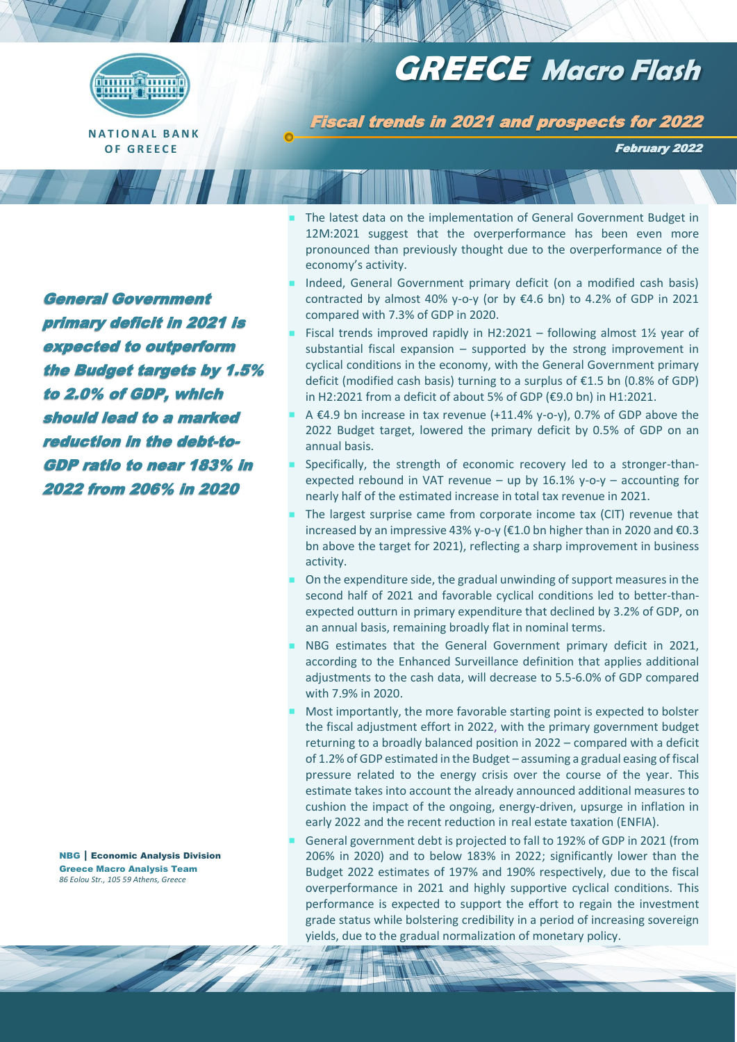NATIONAL BANK OF GREECE

# GREECE Macro Flash

## Fiscal trends in 2021 and prospects for 2022

*February 2022*

***General Government primary deficit in 2021 is expected to outperform the Budget targets by 1.5% to 2.0% of GDP, which should lead to a marked reduction in the debt-to-GDP ratio to near 183% in 2022 from 206% in 2020***

- The latest data on the implementation of General Government Budget in 12M:2021 suggest that the overperformance has been even more pronounced than previously thought due to the overperformance of the economy's activity.
- Indeed, General Government primary deficit (on a modified cash basis) contracted by almost 40% y-o-y (or by €4.6 bn) to 4.2% of GDP in 2021 compared with 7.3% of GDP in 2020.
- Fiscal trends improved rapidly in H2:2021 – following almost 1½ year of substantial fiscal expansion – supported by the strong improvement in cyclical conditions in the economy, with the General Government primary deficit (modified cash basis) turning to a surplus of €1.5 bn (0.8% of GDP) in H2:2021 from a deficit of about 5% of GDP (€9.0 bn) in H1:2021.
- A €4.9 bn increase in tax revenue (+11.4% y-o-y), 0.7% of GDP above the 2022 Budget target, lowered the primary deficit by 0.5% of GDP on an annual basis.
- Specifically, the strength of economic recovery led to a stronger-than-expected rebound in VAT revenue – up by 16.1% y-o-y – accounting for nearly half of the estimated increase in total tax revenue in 2021.
- The largest surprise came from corporate income tax (CIT) revenue that increased by an impressive 43% y-o-y (€1.0 bn higher than in 2020 and €0.3 bn above the target for 2021), reflecting a sharp improvement in business activity.
- On the expenditure side, the gradual unwinding of support measures in the second half of 2021 and favorable cyclical conditions led to better-than-expected outturn in primary expenditure that declined by 3.2% of GDP, on an annual basis, remaining broadly flat in nominal terms.
- NBG estimates that the General Government primary deficit in 2021, according to the Enhanced Surveillance definition that applies additional adjustments to the cash data, will decrease to 5.5-6.0% of GDP compared with 7.9% in 2020.
- Most importantly, the more favorable starting point is expected to bolster the fiscal adjustment effort in 2022, with the primary government budget returning to a broadly balanced position in 2022 – compared with a deficit of 1.2% of GDP estimated in the Budget – assuming a gradual easing of fiscal pressure related to the energy crisis over the course of the year. This estimate takes into account the already announced additional measures to cushion the impact of the ongoing, energy-driven, upsurge in inflation in early 2022 and the recent reduction in real estate taxation (ENFIA).
- General government debt is projected to fall to 192% of GDP in 2021 (from 206% in 2020) and to below 183% in 2022; significantly lower than the Budget 2022 estimates of 197% and 190% respectively, due to the fiscal overperformance in 2021 and highly supportive cyclical conditions. This performance is expected to support the effort to regain the investment grade status while bolstering credibility in a period of increasing sovereign yields, due to the gradual normalization of monetary policy.

**NBG | Economic Analysis Division**
**Greece Macro Analysis Team**
*86 Eolou Str., 105 59 Athens, Greece*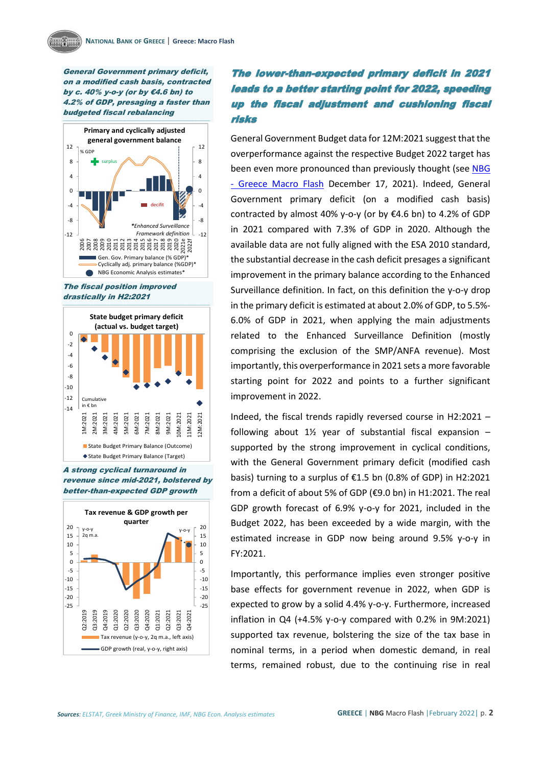*General Government primary deficit, on a modified cash basis, contracted by c. 40% y-o-y (or by €4.6 bn) to 4.2% of GDP, presaging a faster than budgeted fiscal rebalancing*

*The fiscal position improved drastically in H2:2021*

*A strong cyclical turnaround in revenue since mid-2021, bolstered by better-than-expected GDP growth*

## The lower-than-expected primary deficit in 2021 leads to a better starting point for 2022, speeding up the fiscal adjustment and cushioning fiscal risks

General Government Budget data for 12M:2021 suggest that the overperformance against the respective Budget 2022 target has been even more pronounced than previously thought (see [NBG - Greece Macro Flash](#) December 17, 2021). Indeed, General Government primary deficit (on a modified cash basis) contracted by almost 40% y-o-y (or by €4.6 bn) to 4.2% of GDP in 2021 compared with 7.3% of GDP in 2020. Although the available data are not fully aligned with the ESA 2010 standard, the substantial decrease in the cash deficit presages a significant improvement in the primary balance according to the Enhanced Surveillance definition. In fact, on this definition the y-o-y drop in the primary deficit is estimated at about 2.0% of GDP, to 5.5%-6.0% of GDP in 2021, when applying the main adjustments related to the Enhanced Surveillance Definition (mostly comprising the exclusion of the SMP/ANFA revenue). Most importantly, this overperformance in 2021 sets a more favorable starting point for 2022 and points to a further significant improvement in 2022.

Indeed, the fiscal trends rapidly reversed course in H2:2021 – following about 1½ year of substantial fiscal expansion – supported by the strong improvement in cyclical conditions, with the General Government primary deficit (modified cash basis) turning to a surplus of €1.5 bn (0.8% of GDP) in H2:2021 from a deficit of about 5% of GDP (€9.0 bn) in H1:2021. The real GDP growth forecast of 6.9% y-o-y for 2021, included in the Budget 2022, has been exceeded by a wide margin, with the estimated increase in GDP now being around 9.5% y-o-y in FY:2021.

Importantly, this performance implies even stronger positive base effects for government revenue in 2022, when GDP is expected to grow by a solid 4.4% y-o-y. Furthermore, increased inflation in Q4 (+4.5% y-o-y compared with 0.2% in 9M:2021) supported tax revenue, bolstering the size of the tax base in nominal terms, in a period when domestic demand, in real terms, remained robust, due to the continuing rise in real

*Sources: ELSTAT, Greek Ministry of Finance, IMF, NBG Econ. Analysis estimates*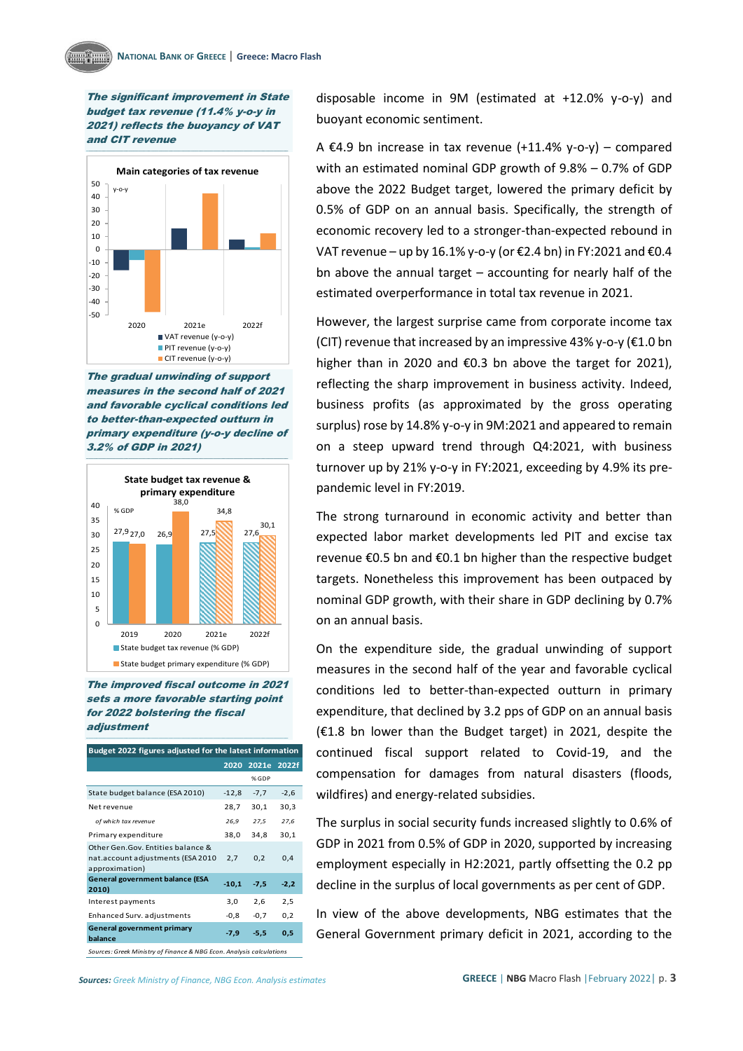***The significant improvement in State budget tax revenue (11.4% y-o-y in 2021) reflects the buoyancy of VAT and CIT revenue***

**Main categories of tax revenue**

| y-o-y | 2020 | 2021e | 2022f |
|---|---|---|---|
| VAT revenue (y-o-y) | | | |
| PIT revenue (y-o-y) | | | |
| CIT revenue (y-o-y) | | | |

***The gradual unwinding of support measures in the second half of 2021 and favorable cyclical conditions led to better-than-expected outturn in primary expenditure (y-o-y decline of 3.2% of GDP in 2021)***

**State budget tax revenue & primary expenditure**

| % GDP | 2019 | 2020 | 2021e | 2022f |
|---|---|---|---|---|
| State budget tax revenue (% GDP) | 27,9 | 26,9 | 27,5 | 27,6 |
| State budget primary expenditure (% GDP) | 27,0 | 38,0 | 34,8 | 30,1 |

***The improved fiscal outcome in 2021 sets a more favorable starting point for 2022 bolstering the fiscal adjustment***

**Budget 2022 figures adjusted for the latest information**

| | 2020 | 2021e | 2022f |
|---|---|---|---|
| | | % GDP | |
| State budget balance (ESA 2010) | -12,8 | -7,7 | -2,6 |
| Net revenue | 28,7 | 30,1 | 30,3 |
| *of which tax revenue* | *26,9* | *27,5* | *27,6* |
| Primary expenditure | 38,0 | 34,8 | 30,1 |
| Other Gen.Gov. Entities balance & nat.account adjustments (ESA 2010 approximation) | 2,7 | 0,2 | 0,4 |
| **General government balance (ESA 2010)** | **-10,1** | **-7,5** | **-2,2** |
| Interest payments | 3,0 | 2,6 | 2,5 |
| Enhanced Surv. adjustments | -0,8 | -0,7 | 0,2 |
| **General government primary balance** | **-7,9** | **-5,5** | **0,5** |

*Sources: Greek Ministry of Finance & NBG Econ. Analysis calculations*

disposable income in 9M (estimated at +12.0% y-o-y) and buoyant economic sentiment.

A €4.9 bn increase in tax revenue (+11.4% y-o-y) – compared with an estimated nominal GDP growth of 9.8% – 0.7% of GDP above the 2022 Budget target, lowered the primary deficit by 0.5% of GDP on an annual basis. Specifically, the strength of economic recovery led to a stronger-than-expected rebound in VAT revenue – up by 16.1% y-o-y (or €2.4 bn) in FY:2021 and €0.4 bn above the annual target – accounting for nearly half of the estimated overperformance in total tax revenue in 2021.

However, the largest surprise came from corporate income tax (CIT) revenue that increased by an impressive 43% y-o-y (€1.0 bn higher than in 2020 and €0.3 bn above the target for 2021), reflecting the sharp improvement in business activity. Indeed, business profits (as approximated by the gross operating surplus) rose by 14.8% y-o-y in 9M:2021 and appeared to remain on a steep upward trend through Q4:2021, with business turnover up by 21% y-o-y in FY:2021, exceeding by 4.9% its pre-pandemic level in FY:2019.

The strong turnaround in economic activity and better than expected labor market developments led PIT and excise tax revenue €0.5 bn and €0.1 bn higher than the respective budget targets. Nonetheless this improvement has been outpaced by nominal GDP growth, with their share in GDP declining by 0.7% on an annual basis.

On the expenditure side, the gradual unwinding of support measures in the second half of the year and favorable cyclical conditions led to better-than-expected outturn in primary expenditure, that declined by 3.2 pps of GDP on an annual basis (€1.8 bn lower than the Budget target) in 2021, despite the continued fiscal support related to Covid-19, and the compensation for damages from natural disasters (floods, wildfires) and energy-related subsidies.

The surplus in social security funds increased slightly to 0.6% of GDP in 2021 from 0.5% of GDP in 2020, supported by increasing employment especially in H2:2021, partly offsetting the 0.2 pp decline in the surplus of local governments as per cent of GDP.

In view of the above developments, NBG estimates that the General Government primary deficit in 2021, according to the

*Sources: Greek Ministry of Finance, NBG Econ. Analysis estimates*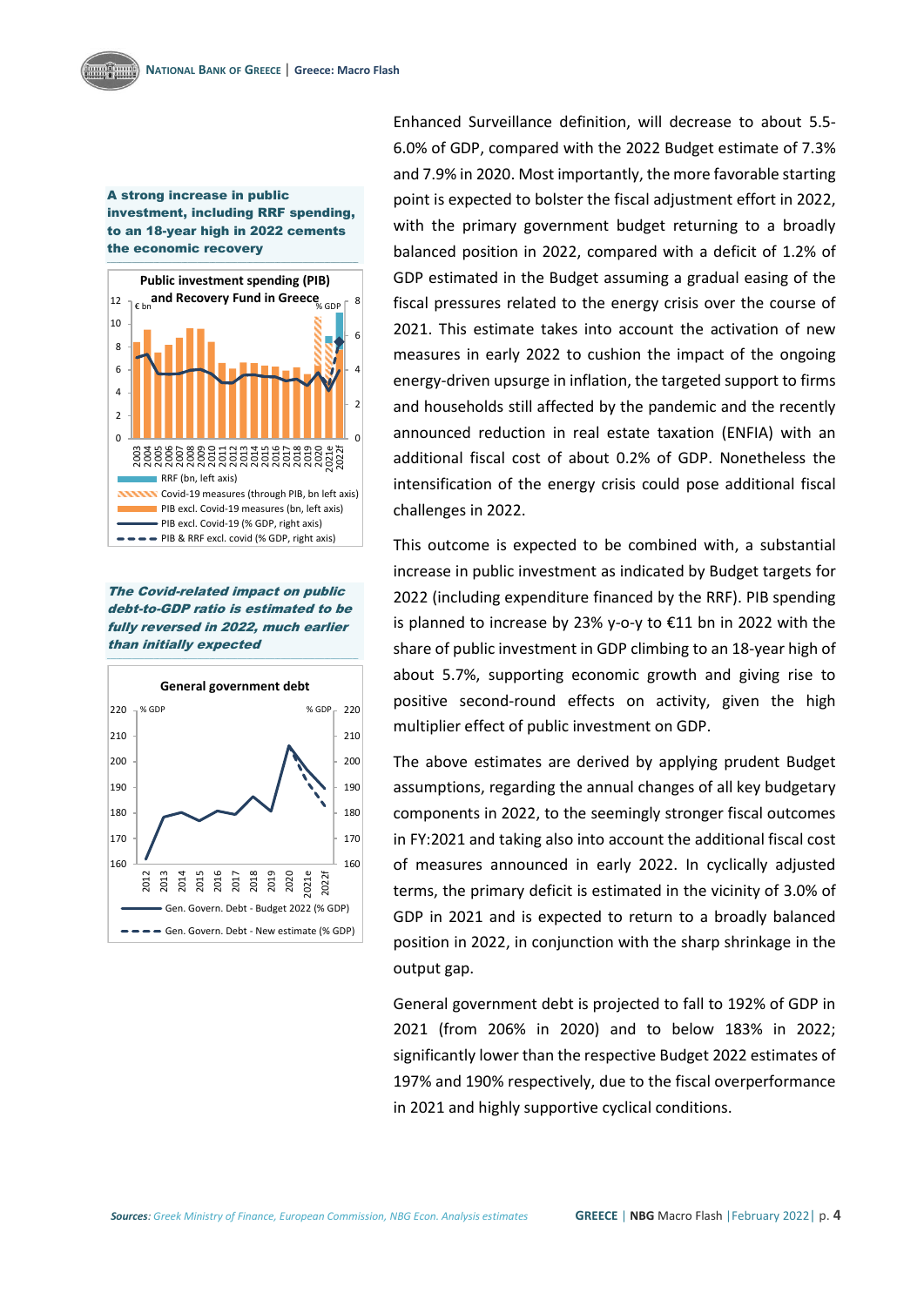**A strong increase in public investment, including RRF spending, to an 18-year high in 2022 cements the economic recovery**

**Public investment spending (PIB) and Recovery Fund in Greece**

**The Covid-related impact on public debt-to-GDP ratio is estimated to be fully reversed in 2022, much earlier than initially expected**

**General government debt**

Enhanced Surveillance definition, will decrease to about 5.5-6.0% of GDP, compared with the 2022 Budget estimate of 7.3% and 7.9% in 2020. Most importantly, the more favorable starting point is expected to bolster the fiscal adjustment effort in 2022, with the primary government budget returning to a broadly balanced position in 2022, compared with a deficit of 1.2% of GDP estimated in the Budget assuming a gradual easing of the fiscal pressures related to the energy crisis over the course of 2021. This estimate takes into account the activation of new measures in early 2022 to cushion the impact of the ongoing energy-driven upsurge in inflation, the targeted support to firms and households still affected by the pandemic and the recently announced reduction in real estate taxation (ENFIA) with an additional fiscal cost of about 0.2% of GDP. Nonetheless the intensification of the energy crisis could pose additional fiscal challenges in 2022.

This outcome is expected to be combined with, a substantial increase in public investment as indicated by Budget targets for 2022 (including expenditure financed by the RRF). PIB spending is planned to increase by 23% y-o-y to €11 bn in 2022 with the share of public investment in GDP climbing to an 18-year high of about 5.7%, supporting economic growth and giving rise to positive second-round effects on activity, given the high multiplier effect of public investment on GDP.

The above estimates are derived by applying prudent Budget assumptions, regarding the annual changes of all key budgetary components in 2022, to the seemingly stronger fiscal outcomes in FY:2021 and taking also into account the additional fiscal cost of measures announced in early 2022. In cyclically adjusted terms, the primary deficit is estimated in the vicinity of 3.0% of GDP in 2021 and is expected to return to a broadly balanced position in 2022, in conjunction with the sharp shrinkage in the output gap.

General government debt is projected to fall to 192% of GDP in 2021 (from 206% in 2020) and to below 183% in 2022; significantly lower than the respective Budget 2022 estimates of 197% and 190% respectively, due to the fiscal overperformance in 2021 and highly supportive cyclical conditions.

***Sources**: Greek Ministry of Finance, European Commission, NBG Econ. Analysis estimates*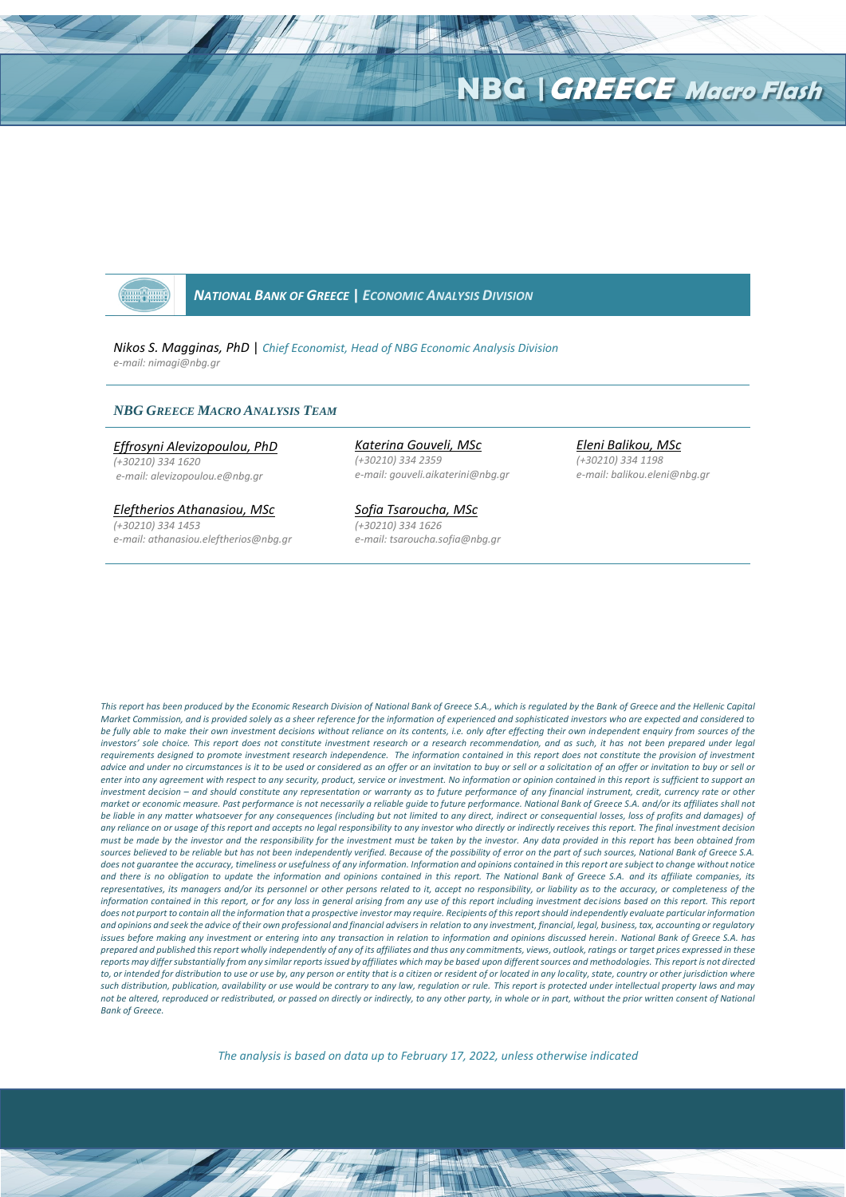# NBG | GREECE Macro Flash

***NATIONAL BANK OF GREECE | ECONOMIC ANALYSIS DIVISION***

*Nikos S. Magginas, PhD* | *Chief Economist, Head of NBG Economic Analysis Division*
*e-mail: nimagi@nbg.gr*

***NBG GREECE MACRO ANALYSIS TEAM***

*Effrosyni Alevizopoulou, PhD*
*(+30210) 334 1620*
*e-mail: alevizopoulou.e@nbg.gr*

*Katerina Gouveli, MSc*
*(+30210) 334 2359*
*e-mail: gouveli.aikaterini@nbg.gr*

*Eleni Balikou, MSc*
*(+30210) 334 1198*
*e-mail: balikou.eleni@nbg.gr*

*Eleftherios Athanasiou, MSc*
*(+30210) 334 1453*
*e-mail: athanasiou.eleftherios@nbg.gr*

*Sofia Tsaroucha, MSc*
*(+30210) 334 1626*
*e-mail: tsaroucha.sofia@nbg.gr*

*This report has been produced by the Economic Research Division of National Bank of Greece S.A., which is regulated by the Bank of Greece and the Hellenic Capital Market Commission, and is provided solely as a sheer reference for the information of experienced and sophisticated investors who are expected and considered to be fully able to make their own investment decisions without reliance on its contents, i.e. only after effecting their own independent enquiry from sources of the investors' sole choice. This report does not constitute investment research or a research recommendation, and as such, it has not been prepared under legal requirements designed to promote investment research independence. The information contained in this report does not constitute the provision of investment advice and under no circumstances is it to be used or considered as an offer or an invitation to buy or sell or a solicitation of an offer or invitation to buy or sell or enter into any agreement with respect to any security, product, service or investment. No information or opinion contained in this report is sufficient to support an investment decision – and should constitute any representation or warranty as to future performance of any financial instrument, credit, currency rate or other market or economic measure. Past performance is not necessarily a reliable guide to future performance. National Bank of Greece S.A. and/or its affiliates shall not be liable in any matter whatsoever for any consequences (including but not limited to any direct, indirect or consequential losses, loss of profits and damages) of any reliance on or usage of this report and accepts no legal responsibility to any investor who directly or indirectly receives this report. The final investment decision must be made by the investor and the responsibility for the investment must be taken by the investor. Any data provided in this report has been obtained from sources believed to be reliable but has not been independently verified. Because of the possibility of error on the part of such sources, National Bank of Greece S.A. does not guarantee the accuracy, timeliness or usefulness of any information. Information and opinions contained in this report are subject to change without notice and there is no obligation to update the information and opinions contained in this report. The National Bank of Greece S.A. and its affiliate companies, its representatives, its managers and/or its personnel or other persons related to it, accept no responsibility, or liability as to the accuracy, or completeness of the information contained in this report, or for any loss in general arising from any use of this report including investment decisions based on this report. This report does not purport to contain all the information that a prospective investor may require. Recipients of this report should independently evaluate particular information and opinions and seek the advice of their own professional and financial advisers in relation to any investment, financial, legal, business, tax, accounting or regulatory issues before making any investment or entering into any transaction in relation to information and opinions discussed herein. National Bank of Greece S.A. has prepared and published this report wholly independently of any of its affiliates and thus any commitments, views, outlook, ratings or target prices expressed in these reports may differ substantially from any similar reports issued by affiliates which may be based upon different sources and methodologies. This report is not directed to, or intended for distribution to use or use by, any person or entity that is a citizen or resident of or located in any locality, state, country or other jurisdiction where such distribution, publication, availability or use would be contrary to any law, regulation or rule. This report is protected under intellectual property laws and may not be altered, reproduced or redistributed, or passed on directly or indirectly, to any other party, in whole or in part, without the prior written consent of National Bank of Greece.*

*The analysis is based on data up to February 17, 2022, unless otherwise indicated*